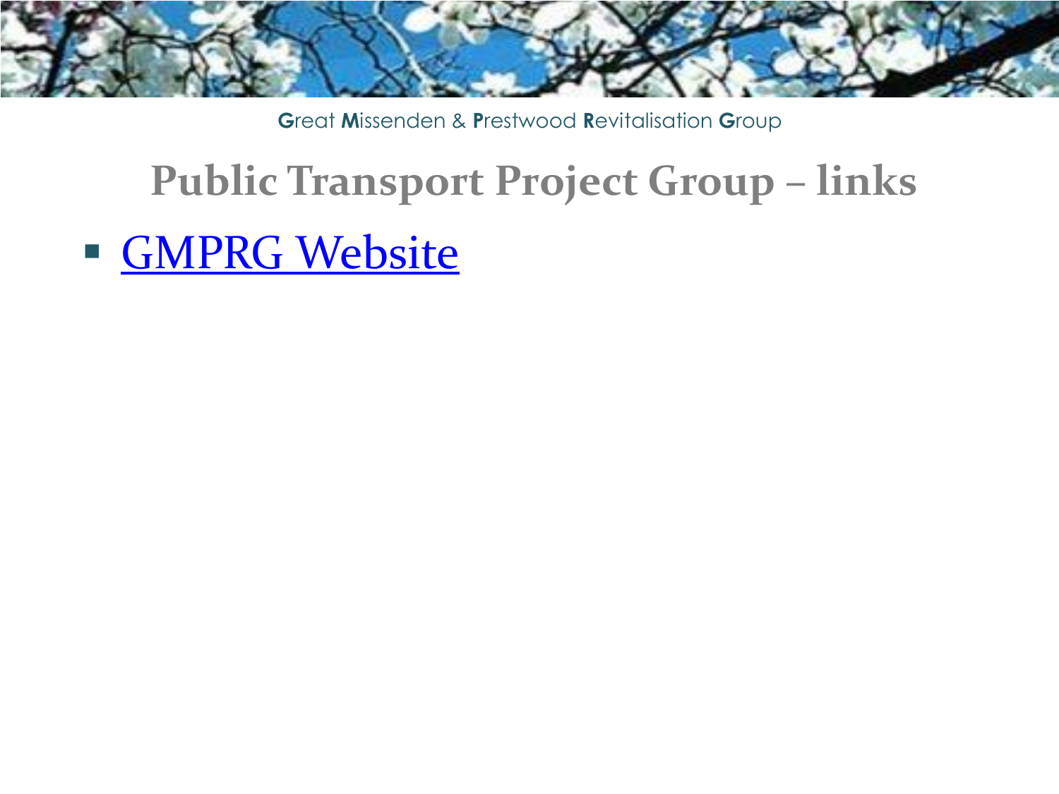Great Missenden & Prestwood Revitalisation Group

# Public Transport Project Group – links

- GMPRG Website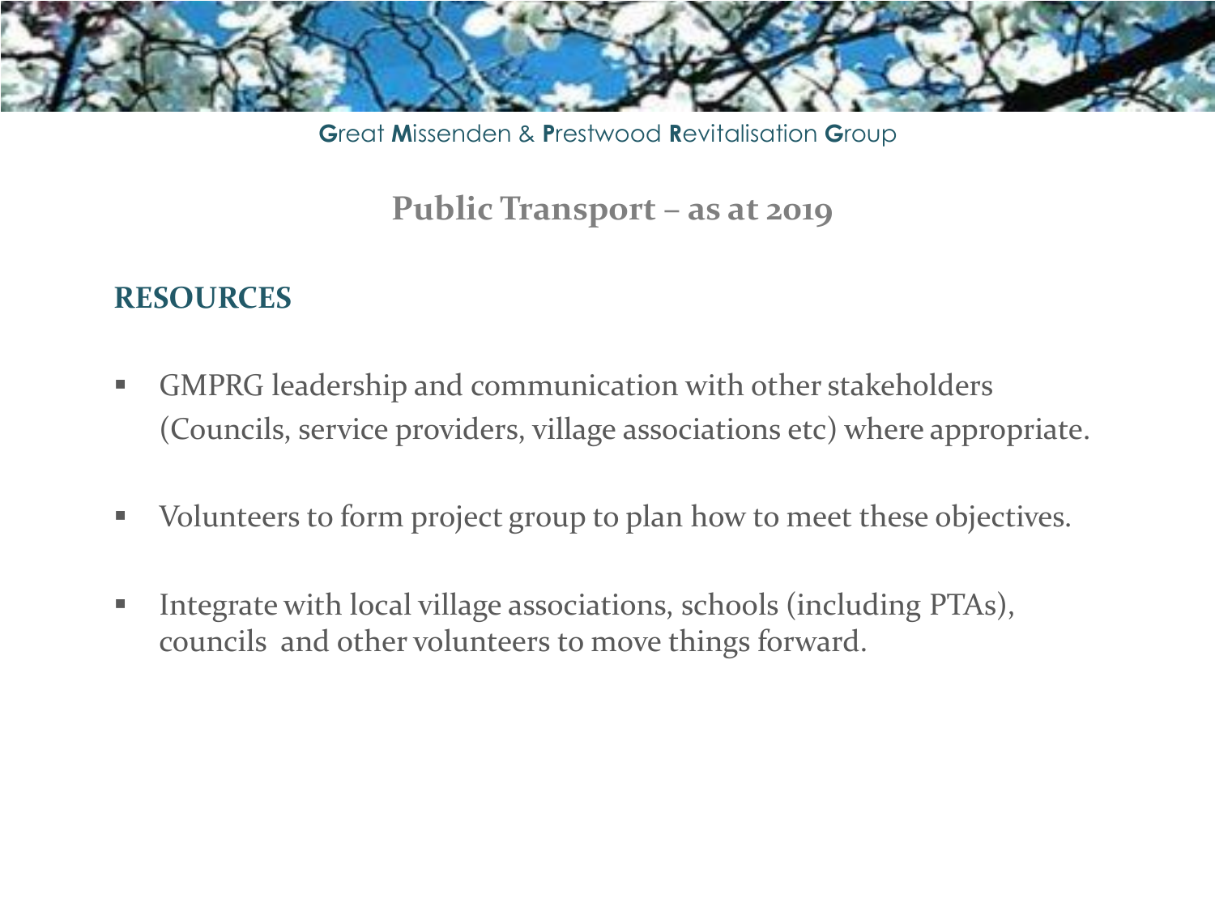Great Missenden & Prestwood Revitalisation Group

## Public Transport – as at 2019

### RESOURCES

- GMPRG leadership and communication with other stakeholders (Councils, service providers, village associations etc) where appropriate.
- Volunteers to form project group to plan how to meet these objectives.
- Integrate with local village associations, schools (including PTAs), councils and other volunteers to move things forward.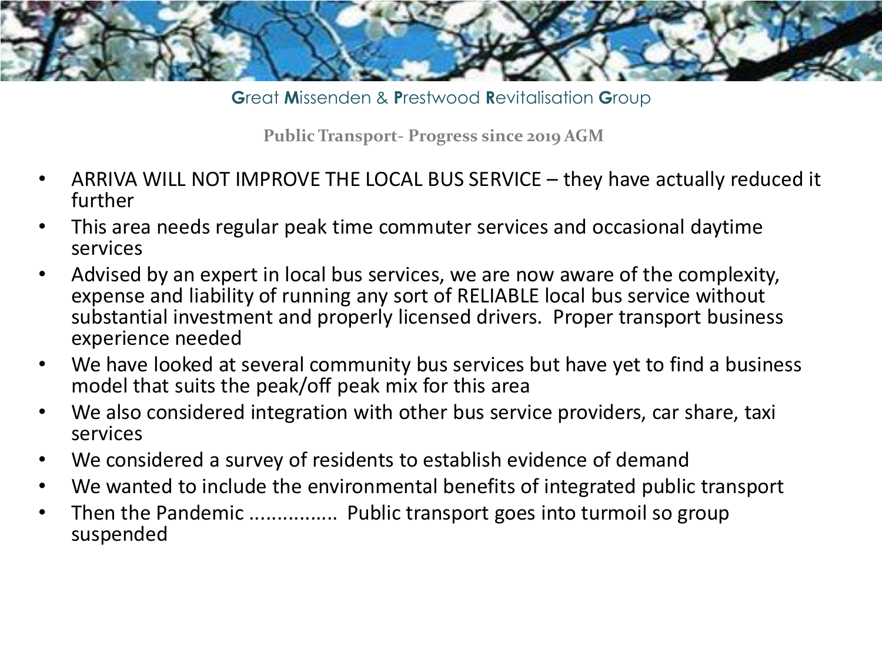Great Missenden & Prestwood Revitalisation Group

## Public Transport- Progress since 2019 AGM

- ARRIVA WILL NOT IMPROVE THE LOCAL BUS SERVICE – they have actually reduced it further
- This area needs regular peak time commuter services and occasional daytime services
- Advised by an expert in local bus services, we are now aware of the complexity, expense and liability of running any sort of RELIABLE local bus service without substantial investment and properly licensed drivers. Proper transport business experience needed
- We have looked at several community bus services but have yet to find a business model that suits the peak/off peak mix for this area
- We also considered integration with other bus service providers, car share, taxi services
- We considered a survey of residents to establish evidence of demand
- We wanted to include the environmental benefits of integrated public transport
- Then the Pandemic ................ Public transport goes into turmoil so group suspended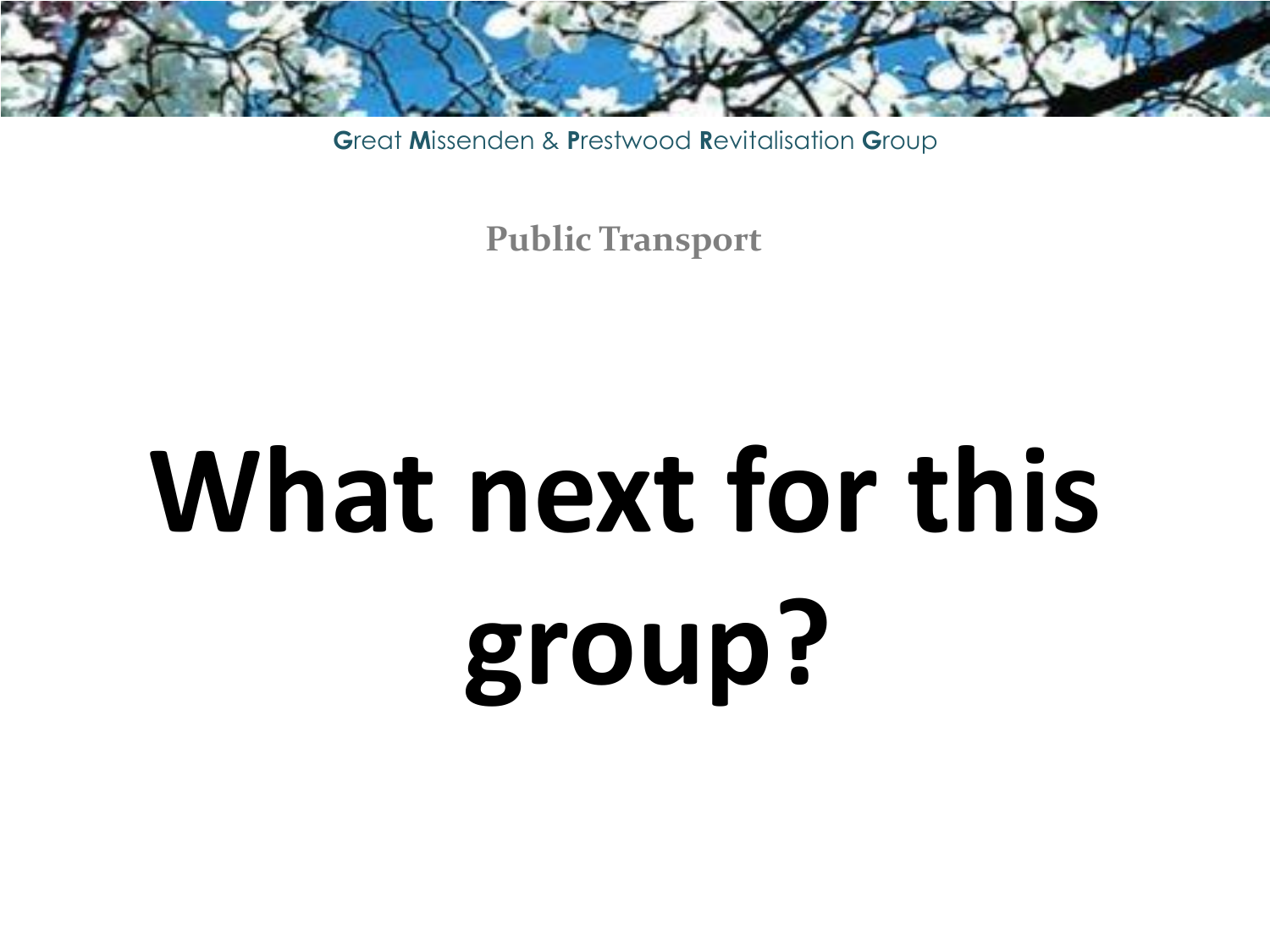Great Missenden & Prestwood Revitalisation Group

## Public Transport

# What next for this group?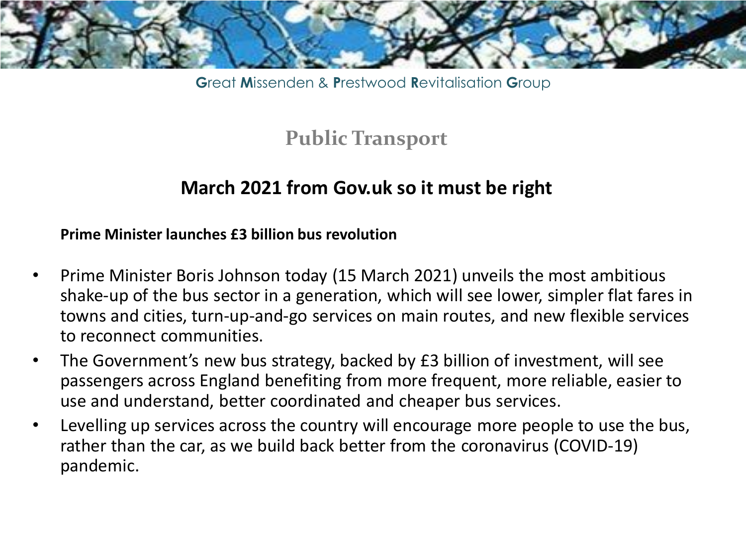Great Missenden & Prestwood Revitalisation Group

# Public Transport

## March 2021 from Gov.uk so it must be right

**Prime Minister launches £3 billion bus revolution**

- Prime Minister Boris Johnson today (15 March 2021) unveils the most ambitious shake-up of the bus sector in a generation, which will see lower, simpler flat fares in towns and cities, turn-up-and-go services on main routes, and new flexible services to reconnect communities.
- The Government's new bus strategy, backed by £3 billion of investment, will see passengers across England benefiting from more frequent, more reliable, easier to use and understand, better coordinated and cheaper bus services.
- Levelling up services across the country will encourage more people to use the bus, rather than the car, as we build back better from the coronavirus (COVID-19) pandemic.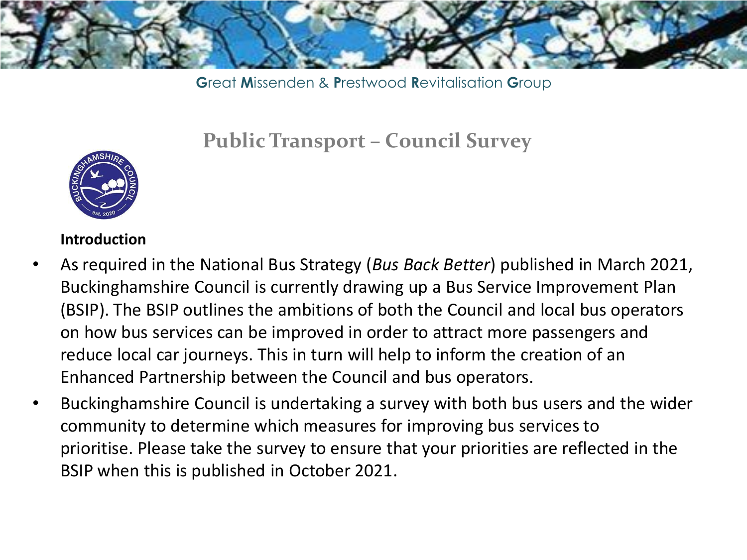Great Missenden & Prestwood Revitalisation Group

# Public Transport – Council Survey

**Introduction**

- As required in the National Bus Strategy (*Bus Back Better*) published in March 2021, Buckinghamshire Council is currently drawing up a Bus Service Improvement Plan (BSIP). The BSIP outlines the ambitions of both the Council and local bus operators on how bus services can be improved in order to attract more passengers and reduce local car journeys. This in turn will help to inform the creation of an Enhanced Partnership between the Council and bus operators.
- Buckinghamshire Council is undertaking a survey with both bus users and the wider community to determine which measures for improving bus services to prioritise. Please take the survey to ensure that your priorities are reflected in the BSIP when this is published in October 2021.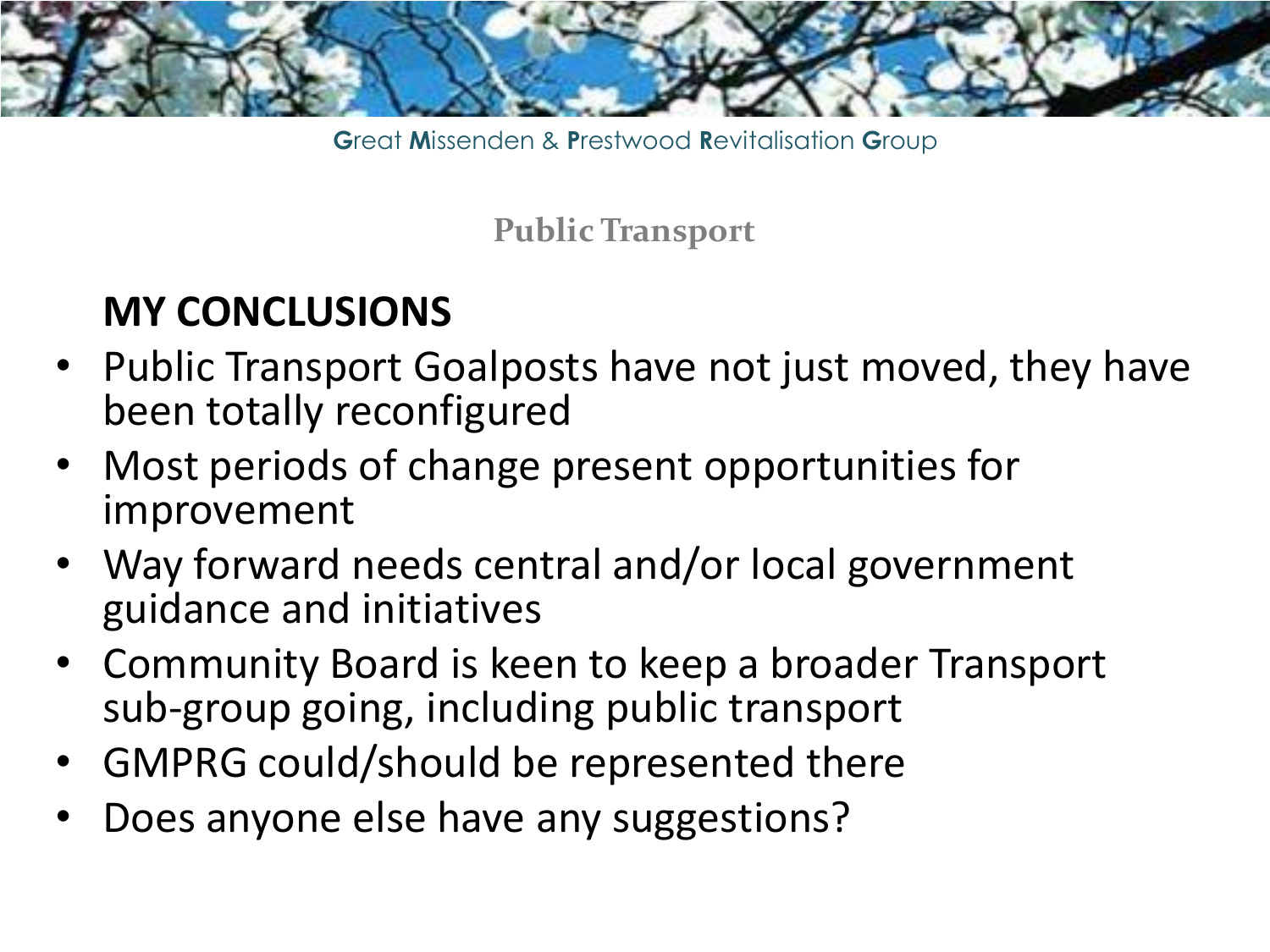Great Missenden & Prestwood Revitalisation Group

## Public Transport

**MY CONCLUSIONS**

- Public Transport Goalposts have not just moved, they have been totally reconfigured
- Most periods of change present opportunities for improvement
- Way forward needs central and/or local government guidance and initiatives
- Community Board is keen to keep a broader Transport sub-group going, including public transport
- GMPRG could/should be represented there
- Does anyone else have any suggestions?